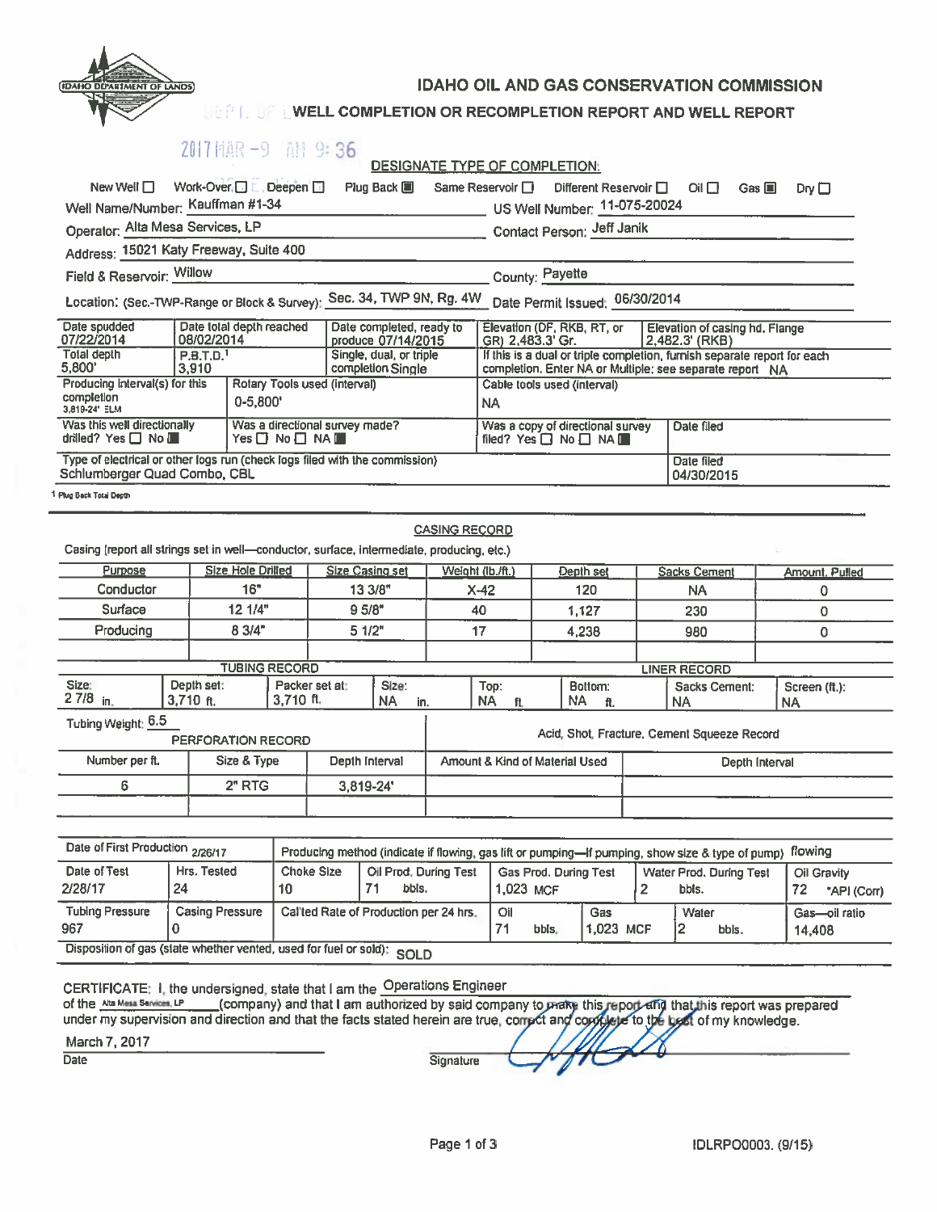IDAHO DEPARTMENT OF LANDS

# IDAHO OIL AND GAS CONSERVATION COMMISSION

## WELL COMPLETION OR RECOMPLETION REPORT AND WELL REPORT

2017 MAR -9 AM 9:36

**DESIGNATE TYPE OF COMPLETION:**

New Well ☐ Work-Over ☐ Deepen ☐ Plug Back ■ Same Reservoir ☐ Different Reservoir ☐ Oil ☐ Gas ■ Dry ☐

Well Name/Number: Kauffman #1-34 US Well Number: 11-075-20024

Operator: Alta Mesa Services, LP Contact Person: Jeff Janik

Address: 15021 Katy Freeway, Suite 400

Field & Reservoir: Willow County: Payette

Location: (Sec.-TWP-Range or Block & Survey): Sec. 34, TWP 9N, Rg. 4W Date Permit Issued: 06/30/2014

| Date spudded | Date total depth reached | Date completed, ready to produce | Elevation (DF, RKB, RT, or GR) | Elevation of casing hd. Flange |
|---|---|---|---|---|
| 07/22/2014 | 08/02/2014 | 07/14/2015 | 2,483.3' Gr. | 2,482.3' (RKB) |

| Total depth | P.B.T.D.[1] | Single, dual, or triple completion | If this is a dual or triple completion, furnish separate report for each completion. Enter NA or Multiple; see separate report |
|---|---|---|---|
| 5,800' | 3,910 | Single | NA |

| Producing interval(s) for this completion | Rotary Tools used (interval) | Cable tools used (interval) |
|---|---|---|
| 3,819-24' ELM | 0-5,800' | NA |

| Was this well directionally drilled? | Was a directional survey made? | Was a copy of directional survey filed? | Date filed |
|---|---|---|---|
| Yes ☐ No ■ | Yes ☐ No ☐ NA ■ | Yes ☐ No ☐ NA ■ | |

| Type of electrical or other logs run (check logs filed with the commission) | Date filed |
|---|---|
| Schlumberger Quad Combo, CBL | 04/30/2015 |

[1] Plug Back Total Depth

### CASING RECORD

Casing (report all strings set in well—conductor, surface, intermediate, producing, etc.)

| Purpose | Size Hole Drilled | Size Casing set | Weight (lb./ft.) | Depth set | Sacks Cement | Amount, Pulled |
|---|---|---|---|---|---|---|
| Conductor | 16" | 13 3/8" | X-42 | 120 | NA | 0 |
| Surface | 12 1/4" | 9 5/8" | 40 | 1,127 | 230 | 0 |
| Producing | 8 3/4" | 5 1/2" | 17 | 4,238 | 980 | 0 |
| | | | | | | |

| TUBING RECORD | | | LINER RECORD | | | | |
|---|---|---|---|---|---|---|---|
| Size: | Depth set: | Packer set at: | Size: | Top: | Bottom: | Sacks Cement: | Screen (ft.): |
| 2 7/8 in. | 3,710 ft. | 3,710 ft. | NA in. | NA ft. | NA ft. | NA | NA |

Tubing Weight: 6.5

| PERFORATION RECORD | | | Acid, Shot, Fracture, Cement Squeeze Record | |
|---|---|---|---|---|
| Number per ft. | Size & Type | Depth Interval | Amount & Kind of Material Used | Depth Interval |
| 6 | 2" RTG | 3,819-24' | | |
| | | | | |

| Date of First Production | 2/26/17 | Producing method (indicate if flowing, gas lift or pumping—If pumping, show size & type of pump) | | | | flowing |
|---|---|---|---|---|---|---|
| Date of Test | Hrs. Tested | Choke Size | Oil Prod. During Test | Gas Prod. During Test | Water Prod. During Test | Oil Gravity |
| 2/28/17 | 24 | 10 | 71 bbls. | 1,023 MCF | 2 bbls. | 72 °API (Corr) |
| Tubing Pressure | Casing Pressure | Cal'ted Rate of Production per 24 hrs. | Oil | Gas | Water | Gas—oil ratio |
| 967 | 0 | | 71 bbls. | 1,023 MCF | 2 bbls. | 14,408 |

Disposition of gas (state whether vented, used for fuel or sold): SOLD

CERTIFICATE: I, the undersigned, state that I am the Operations Engineer of the Alta Mesa Services, LP (company) and that I am authorized by said company to make this report and that this report was prepared under my supervision and direction and that the facts stated herein are true, correct and complete to the best of my knowledge.

March 7, 2017

Date Signature

IDLRPO0003. (9/15)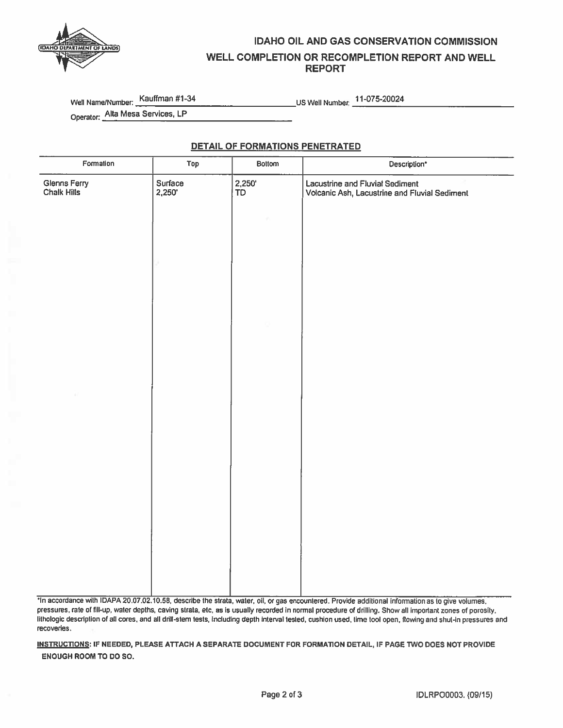# IDAHO OIL AND GAS CONSERVATION COMMISSION

## WELL COMPLETION OR RECOMPLETION REPORT AND WELL REPORT

Well Name/Number: Kauffman #1-34 US Well Number: 11-075-20024

Operator: Alta Mesa Services, LP

### DETAIL OF FORMATIONS PENETRATED

| Formation | Top | Bottom | Description* |
|---|---|---|---|
| Glenns Ferry | Surface | 2,250' | Lacustrine and Fluvial Sediment |
| Chalk Hills | 2,250' | TD | Volcanic Ash, Lacustrine and Fluvial Sediment |

*In accordance with IDAPA 20.07.02.10.58, describe the strata, water, oil, or gas encountered. Provide additional information as to give volumes, pressures, rate of fill-up, water depths, caving strata, etc, as is usually recorded in normal procedure of drilling. Show all important zones of porosity, lithologic description of all cores, and all drill-stem tests, including depth interval tested, cushion used, time tool open, flowing and shut-in pressures and recoveries.

**INSTRUCTIONS: IF NEEDED, PLEASE ATTACH A SEPARATE DOCUMENT FOR FORMATION DETAIL, IF PAGE TWO DOES NOT PROVIDE ENOUGH ROOM TO DO SO.**

IDLRPO0003. (09/15)